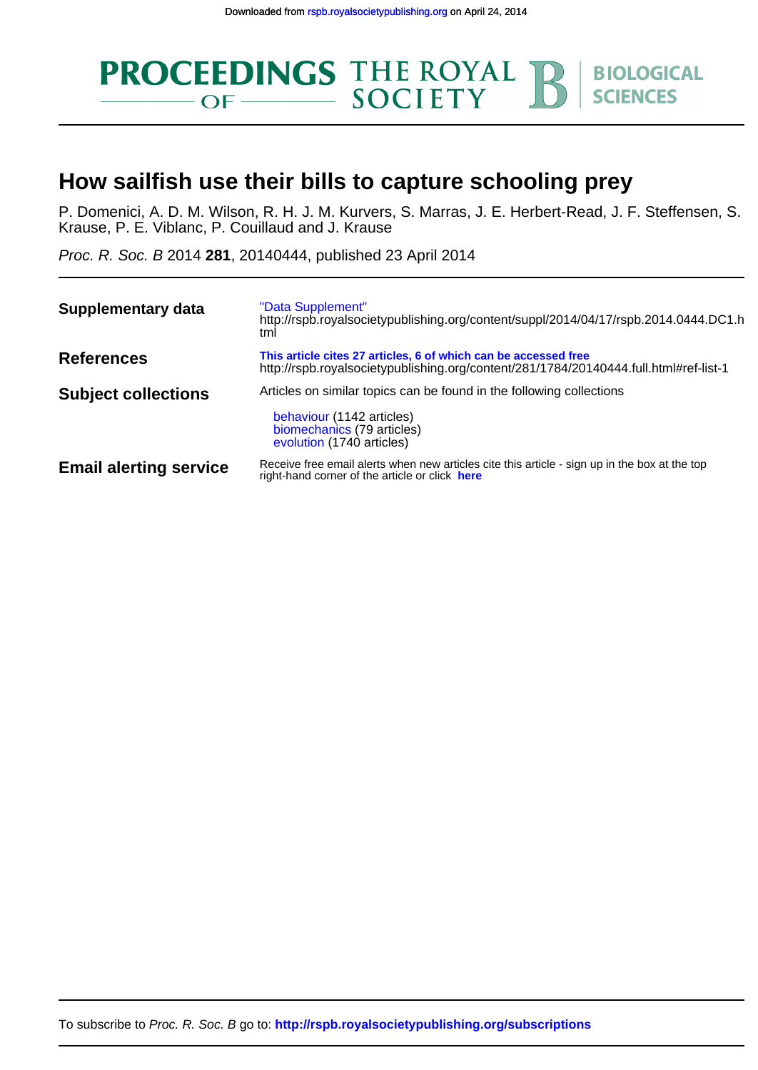Downloaded from rspb.royalsocietypublishing.org on April 24, 2014

PROCEEDINGS OF THE ROYAL SOCIETY B BIOLOGICAL SCIENCES

# How sailfish use their bills to capture schooling prey

P. Domenici, A. D. M. Wilson, R. H. J. M. Kurvers, S. Marras, J. E. Herbert-Read, J. F. Steffensen, S. Krause, P. E. Viblanc, P. Couillaud and J. Krause

*Proc. R. Soc. B* 2014 **281**, 20140444, published 23 April 2014

| | |
|---|---|
| **Supplementary data** | "Data Supplement" http://rspb.royalsocietypublishing.org/content/suppl/2014/04/17/rspb.2014.0444.DC1.html |
| **References** | **This article cites 27 articles, 6 of which can be accessed free** http://rspb.royalsocietypublishing.org/content/281/1784/20140444.full.html#ref-list-1 |
| **Subject collections** | Articles on similar topics can be found in the following collections<br>behaviour (1142 articles)<br>biomechanics (79 articles)<br>evolution (1740 articles) |
| **Email alerting service** | Receive free email alerts when new articles cite this article - sign up in the box at the top right-hand corner of the article or click **here** |

To subscribe to *Proc. R. Soc. B* go to: **http://rspb.royalsocietypublishing.org/subscriptions**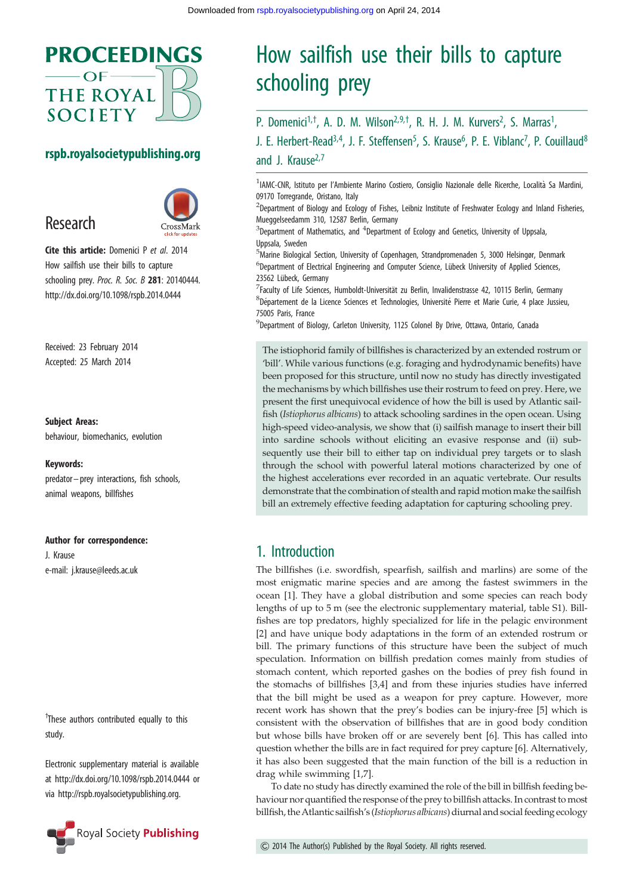# How sailfish use their bills to capture schooling prey

P. Domenici[1,†], A. D. M. Wilson[2,9,†], R. H. J. M. Kurvers[2], S. Marras[1], J. E. Herbert-Read[3,4], J. F. Steffensen[5], S. Krause[6], P. E. Viblanc[7], P. Couillaud[8] and J. Krause[2,7]

[1]IAMC-CNR, Istituto per l'Ambiente Marino Costiero, Consiglio Nazionale delle Ricerche, Località Sa Mardini, 09170 Torregrande, Oristano, Italy
[2]Department of Biology and Ecology of Fishes, Leibniz Institute of Freshwater Ecology and Inland Fisheries, Mueggelseedamm 310, 12587 Berlin, Germany
[3]Department of Mathematics, and [4]Department of Ecology and Genetics, University of Uppsala, Uppsala, Sweden
[5]Marine Biological Section, University of Copenhagen, Strandpromenaden 5, 3000 Helsingør, Denmark
[6]Department of Electrical Engineering and Computer Science, Lübeck University of Applied Sciences, 23562 Lübeck, Germany
[7]Faculty of Life Sciences, Humboldt-Universität zu Berlin, Invalidenstrasse 42, 10115 Berlin, Germany
[8]Département de la Licence Sciences et Technologies, Université Pierre et Marie Curie, 4 place Jussieu, 75005 Paris, France
[9]Department of Biology, Carleton University, 1125 Colonel By Drive, Ottawa, Ontario, Canada

Research

**Cite this article:** Domenici P *et al.* 2014 How sailfish use their bills to capture schooling prey. *Proc. R. Soc. B* **281**: 20140444. http://dx.doi.org/10.1098/rspb.2014.0444

Received: 23 February 2014
Accepted: 25 March 2014

**Subject Areas:**
behaviour, biomechanics, evolution

**Keywords:**
predator–prey interactions, fish schools, animal weapons, billfishes

**Author for correspondence:**
J. Krause
e-mail: j.krause@leeds.ac.uk

†These authors contributed equally to this study.

Electronic supplementary material is available at http://dx.doi.org/10.1098/rspb.2014.0444 or via http://rspb.royalsocietypublishing.org.

The istiophorid family of billfishes is characterized by an extended rostrum or 'bill'. While various functions (e.g. foraging and hydrodynamic benefits) have been proposed for this structure, until now no study has directly investigated the mechanisms by which billfishes use their rostrum to feed on prey. Here, we present the first unequivocal evidence of how the bill is used by Atlantic sailfish (*Istiophorus albicans*) to attack schooling sardines in the open ocean. Using high-speed video-analysis, we show that (i) sailfish manage to insert their bill into sardine schools without eliciting an evasive response and (ii) subsequently use their bill to either tap on individual prey targets or to slash through the school with powerful lateral motions characterized by one of the highest accelerations ever recorded in an aquatic vertebrate. Our results demonstrate that the combination of stealth and rapid motion make the sailfish bill an extremely effective feeding adaptation for capturing schooling prey.

## 1. Introduction

The billfishes (i.e. swordfish, spearfish, sailfish and marlins) are some of the most enigmatic marine species and are among the fastest swimmers in the ocean [1]. They have a global distribution and some species can reach body lengths of up to 5 m (see the electronic supplementary material, table S1). Billfishes are top predators, highly specialized for life in the pelagic environment [2] and have unique body adaptations in the form of an extended rostrum or bill. The primary functions of this structure have been the subject of much speculation. Information on billfish predation comes mainly from studies of stomach content, which reported gashes on the bodies of prey fish found in the stomachs of billfishes [3,4] and from these injuries studies have inferred that the bill might be used as a weapon for prey capture. However, more recent work has shown that the prey's bodies can be injury-free [5] which is consistent with the observation of billfishes that are in good body condition but whose bills have broken off or are severely bent [6]. This has called into question whether the bills are in fact required for prey capture [6]. Alternatively, it has also been suggested that the main function of the bill is a reduction in drag while swimming [1,7].

To date no study has directly examined the role of the bill in billfish feeding behaviour nor quantified the response of the prey to billfish attacks. In contrast to most billfish, the Atlantic sailfish's (*Istiophorus albicans*) diurnal and social feeding ecology

© 2014 The Author(s) Published by the Royal Society. All rights reserved.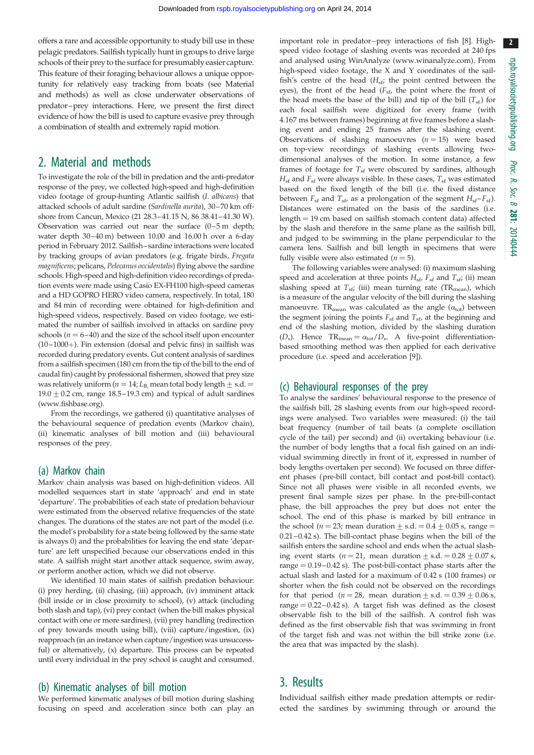offers a rare and accessible opportunity to study bill use in these pelagic predators. Sailfish typically hunt in groups to drive large schools of their prey to the surface for presumably easier capture. This feature of their foraging behaviour allows a unique opportunity for relatively easy tracking from boats (see Material and methods) as well as close underwater observations of predator–prey interactions. Here, we present the first direct evidence of how the bill is used to capture evasive prey through a combination of stealth and extremely rapid motion.

## 2. Material and methods

To investigate the role of the bill in predation and the anti-predator response of the prey, we collected high-speed and high-definition video footage of group-hunting Atlantic sailfish (*I. albicans*) that attacked schools of adult sardine (*Sardinella aurita*), 30–70 km offshore from Cancun, Mexico (21 28.3–41.15 N, 86 38.41–41.30 W). Observation was carried out near the surface (0–5 m depth; water depth 30–40 m) between 10.00 and 16.00 h over a 6-day period in February 2012. Sailfish–sardine interactions were located by tracking groups of avian predators (e.g. frigate birds, *Fregata magnificens*; pelicans, *Pelecanus occidentalis*) flying above the sardine schools. High-speed and high-definition video recordings of predation events were made using Casio EX-FH100 high-speed cameras and a HD GOPRO HERO video camera, respectively. In total, 180 and 84 min of recording were obtained for high-definition and high-speed videos, respectively. Based on video footage, we estimated the number of sailfish involved in attacks on sardine prey schools ($n = 6$–$40$) and the size of the school itself upon encounter (10–1000+). Fin extension (dorsal and pelvic fins) in sailfish was recorded during predatory events. Gut content analysis of sardines from a sailfish specimen (180 cm from the tip of the bill to the end of caudal fin) caught by professional fishermen, showed that prey size was relatively uniform ($n = 14$; $L_B$, mean total body length ± s.d. = 19.0 ± 0.2 cm, range 18.5–19.3 cm) and typical of adult sardines (www.fishbase.org).

From the recordings, we gathered (i) quantitative analyses of the behavioural sequence of predation events (Markov chain), (ii) kinematic analyses of bill motion and (iii) behavioural responses of the prey.

### (a) Markov chain

Markov chain analysis was based on high-definition videos. All modelled sequences start in state 'approach' and end in state 'departure'. The probabilities of each state of predation behaviour were estimated from the observed relative frequencies of the state changes. The durations of the states are not part of the model (i.e. the model's probability for a state being followed by the same state is always 0) and the probabilities for leaving the end state 'departure' are left unspecified because our observations ended in this state. A sailfish might start another attack sequence, swim away, or perform another action, which we did not observe.

We identified 10 main states of sailfish predation behaviour: (i) prey herding, (ii) chasing, (iii) approach, (iv) imminent attack (bill inside or in close proximity to school), (v) attack (including both slash and tap), (vi) prey contact (when the bill makes physical contact with one or more sardines), (vii) prey handling (redirection of prey towards mouth using bill), (viii) capture/ingestion, (ix) reapproach (in an instance when capture/ingestion was unsuccessful) or alternatively, (x) departure. This process can be repeated until every individual in the prey school is caught and consumed.

### (b) Kinematic analyses of bill motion

We performed kinematic analyses of bill motion during slashing focusing on speed and acceleration since both can play an important role in predator–prey interactions of fish [8]. High-speed video footage of slashing events was recorded at 240 fps and analysed using WinAnalyze (www.winanalyze.com). From high-speed video footage, the X and Y coordinates of the sailfish's centre of the head ($H_{sf}$; the point centred between the eyes), the front of the head ($F_{sf}$, the point where the front of the head meets the base of the bill) and tip of the bill ($T_{sf}$) for each focal sailfish were digitized for every frame (with 4.167 ms between frames) beginning at five frames before a slashing event and ending 25 frames after the slashing event. Observations of slashing manoeuvres ($n = 15$) were based on top-view recordings of slashing events allowing two-dimensional analyses of the motion. In some instance, a few frames of footage for $T_{sf}$ were obscured by sardines, although $H_{sf}$ and $F_{sf}$ were always visible. In these cases, $T_{sf}$ was estimated based on the fixed length of the bill (i.e. the fixed distance between $F_{sf}$ and $T_{sf}$, as a prolongation of the segment $H_{sf}$–$F_{sf}$). Distances were estimated on the basis of the sardines (i.e. length = 19 cm based on sailfish stomach content data) affected by the slash and therefore in the same plane as the sailfish bill, and judged to be swimming in the plane perpendicular to the camera lens. Sailfish and bill length in specimens that were fully visible were also estimated ($n = 5$).

The following variables were analysed: (i) maximum slashing speed and acceleration at three points $H_{sf}$, $F_{sf}$ and $T_{sf}$; (ii) mean slashing speed at $T_{sf}$; (iii) mean turning rate ($TR_{mean}$), which is a measure of the angular velocity of the bill during the slashing manoeuvre. $TR_{mean}$ was calculated as the angle ($\alpha_{tot}$) between the segment joining the points $F_{sf}$ and $T_{sf}$, at the beginning and end of the slashing motion, divided by the slashing duration ($D_s$). Hence $TR_{mean} = \alpha_{tot}/D_s$. A five-point differentiation-based smoothing method was then applied for each derivative procedure (i.e. speed and acceleration [9]).

### (c) Behavioural responses of the prey

To analyse the sardines' behavioural response to the presence of the sailfish bill, 28 slashing events from our high-speed recordings were analysed. Two variables were measured: (i) the tail beat frequency (number of tail beats (a complete oscillation cycle of the tail) per second) and (ii) overtaking behaviour (i.e. the number of body lengths that a focal fish gained on an individual swimming directly in front of it, expressed in number of body lengths overtaken per second). We focused on three different phases (pre-bill contact, bill contact and post-bill contact). Since not all phases were visible in all recorded events, we present final sample sizes per phase. In the pre-bill-contact phase, the bill approaches the prey but does not enter the school. The end of this phase is marked by bill entrance in the school ($n = 23$; mean duration ± s.d. = 0.4 ± 0.05 s, range = 0.21–0.42 s). The bill-contact phase begins when the bill of the sailfish enters the sardine school and ends when the actual slashing event starts ($n = 21$, mean duration ± s.d. = 0.28 ± 0.07 s, range = 0.19–0.42 s). The post-bill-contact phase starts after the actual slash and lasted for a maximum of 0.42 s (100 frames) or shorter when the fish could not be observed on the recordings for that period ($n = 28$, mean duration ± s.d. = 0.39 ± 0.06 s, range = 0.22–0.42 s). A target fish was defined as the closest observable fish to the bill of the sailfish. A control fish was defined as the first observable fish that was swimming in front of the target fish and was not within the bill strike zone (i.e. the area that was impacted by the slash).

## 3. Results

Individual sailfish either made predation attempts or redirected the sardines by swimming through or around the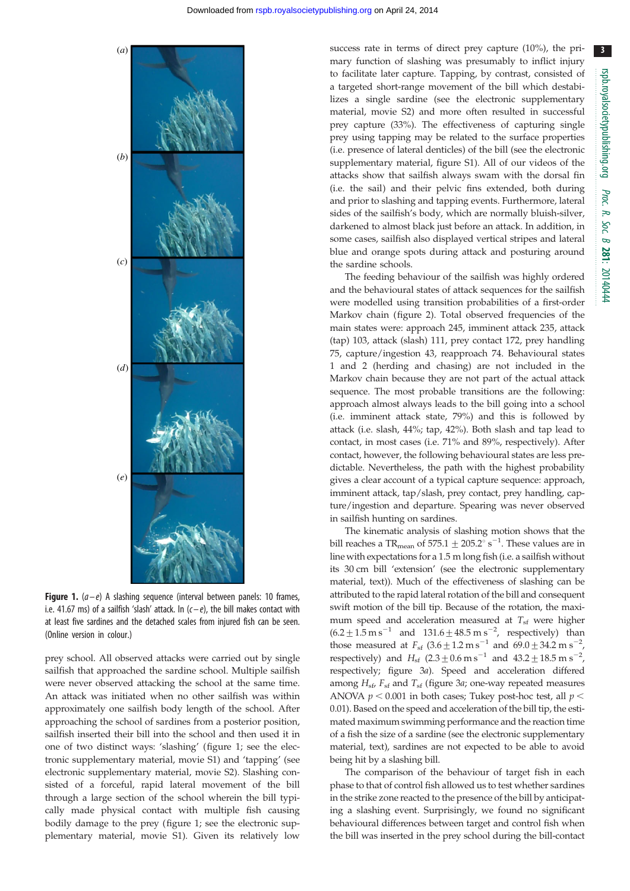**Figure 1.** (*a–e*) A slashing sequence (interval between panels: 10 frames, i.e. 41.67 ms) of a sailfish 'slash' attack. In (*c–e*), the bill makes contact with at least five sardines and the detached scales from injured fish can be seen. (Online version in colour.)

prey school. All observed attacks were carried out by single sailfish that approached the sardine school. Multiple sailfish were never observed attacking the school at the same time. An attack was initiated when no other sailfish was within approximately one sailfish body length of the school. After approaching the school of sardines from a posterior position, sailfish inserted their bill into the school and then used it in one of two distinct ways: 'slashing' (figure 1; see the electronic supplementary material, movie S1) and 'tapping' (see electronic supplementary material, movie S2). Slashing consisted of a forceful, rapid lateral movement of the bill through a large section of the school wherein the bill typically made physical contact with multiple fish causing bodily damage to the prey (figure 1; see the electronic supplementary material, movie S1). Given its relatively low success rate in terms of direct prey capture (10%), the primary function of slashing was presumably to inflict injury to facilitate later capture. Tapping, by contrast, consisted of a targeted short-range movement of the bill which destabilizes a single sardine (see the electronic supplementary material, movie S2) and more often resulted in successful prey capture (33%). The effectiveness of capturing single prey using tapping may be related to the surface properties (i.e. presence of lateral denticles) of the bill (see the electronic supplementary material, figure S1). All of our videos of the attacks show that sailfish always swam with the dorsal fin (i.e. the sail) and their pelvic fins extended, both during and prior to slashing and tapping events. Furthermore, lateral sides of the sailfish's body, which are normally bluish-silver, darkened to almost black just before an attack. In addition, in some cases, sailfish also displayed vertical stripes and lateral blue and orange spots during attack and posturing around the sardine schools.

The feeding behaviour of the sailfish was highly ordered and the behavioural states of attack sequences for the sailfish were modelled using transition probabilities of a first-order Markov chain (figure 2). Total observed frequencies of the main states were: approach 245, imminent attack 235, attack (tap) 103, attack (slash) 111, prey contact 172, prey handling 75, capture/ingestion 43, reapproach 74. Behavioural states 1 and 2 (herding and chasing) are not included in the Markov chain because they are not part of the actual attack sequence. The most probable transitions are the following: approach almost always leads to the bill going into a school (i.e. imminent attack state, 79%) and this is followed by attack (i.e. slash, 44%; tap, 42%). Both slash and tap lead to contact, in most cases (i.e. 71% and 89%, respectively). After contact, however, the following behavioural states are less predictable. Nevertheless, the path with the highest probability gives a clear account of a typical capture sequence: approach, imminent attack, tap/slash, prey contact, prey handling, capture/ingestion and departure. Spearing was never observed in sailfish hunting on sardines.

The kinematic analysis of slashing motion shows that the bill reaches a $TR_{mean}$ of $575.1 \pm 205.2^{\circ}\ s^{-1}$. These values are in line with expectations for a 1.5 m long fish (i.e. a sailfish without its 30 cm bill 'extension' (see the electronic supplementary material, text)). Much of the effectiveness of slashing can be attributed to the rapid lateral rotation of the bill and consequent swift motion of the bill tip. Because of the rotation, the maximum speed and acceleration measured at $T_{sf}$ were higher ($6.2 \pm 1.5\ m\ s^{-1}$ and $131.6 \pm 48.5\ m\ s^{-2}$, respectively) than those measured at $F_{sf}$ ($3.6 \pm 1.2\ m\ s^{-1}$ and $69.0 \pm 34.2\ m\ s^{-2}$, respectively) and $H_{sf}$ ($2.3 \pm 0.6\ m\ s^{-1}$ and $43.2 \pm 18.5\ m\ s^{-2}$, respectively; figure 3*a*). Speed and acceleration differed among $H_{sf}$, $F_{sf}$ and $T_{sf}$ (figure 3*a*; one-way repeated measures ANOVA $p < 0.001$ in both cases; Tukey post-hoc test, all $p < 0.01$). Based on the speed and acceleration of the bill tip, the estimated maximum swimming performance and the reaction time of a fish the size of a sardine (see the electronic supplementary material, text), sardines are not expected to be able to avoid being hit by a slashing bill.

The comparison of the behaviour of target fish in each phase to that of control fish allowed us to test whether sardines in the strike zone reacted to the presence of the bill by anticipating a slashing event. Surprisingly, we found no significant behavioural differences between target and control fish when the bill was inserted in the prey school during the bill-contact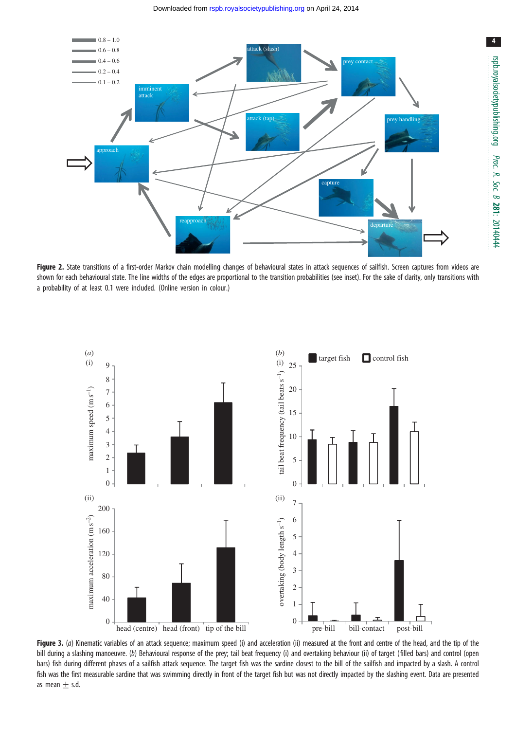**Figure 2.** State transitions of a first-order Markov chain modelling changes of behavioural states in attack sequences of sailfish. Screen captures from videos are shown for each behavioural state. The line widths of the edges are proportional to the transition probabilities (see inset). For the sake of clarity, only transitions with a probability of at least 0.1 were included. (Online version in colour.)

**Figure 3.** (*a*) Kinematic variables of an attack sequence; maximum speed (i) and acceleration (ii) measured at the front and centre of the head, and the tip of the bill during a slashing manoeuvre. (*b*) Behavioural response of the prey; tail beat frequency (i) and overtaking behaviour (ii) of target (filled bars) and control (open bars) fish during different phases of a sailfish attack sequence. The target fish was the sardine closest to the bill of the sailfish and impacted by a slash. A control fish was the first measurable sardine that was swimming directly in front of the target fish but was not directly impacted by the slashing event. Data are presented as mean ± s.d.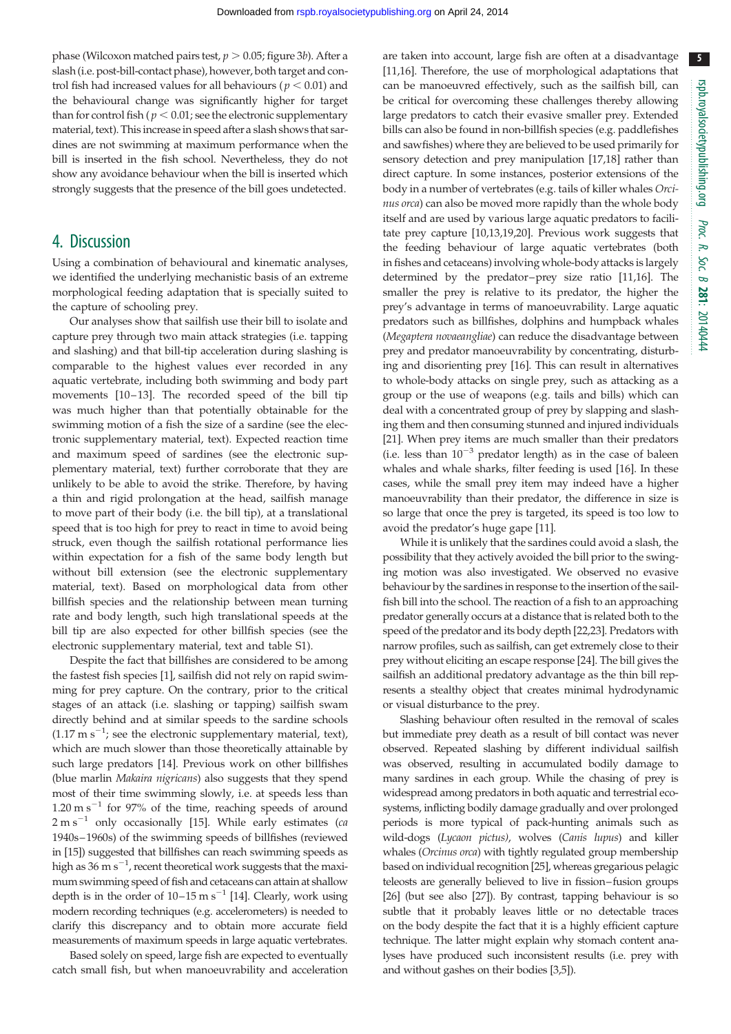phase (Wilcoxon matched pairs test, $p > 0.05$; figure 3*b*). After a slash (i.e. post-bill-contact phase), however, both target and control fish had increased values for all behaviours ($p < 0.01$) and the behavioural change was significantly higher for target than for control fish ($p < 0.01$; see the electronic supplementary material, text). This increase in speed after a slash shows that sardines are not swimming at maximum performance when the bill is inserted in the fish school. Nevertheless, they do not show any avoidance behaviour when the bill is inserted which strongly suggests that the presence of the bill goes undetected.

## 4. Discussion

Using a combination of behavioural and kinematic analyses, we identified the underlying mechanistic basis of an extreme morphological feeding adaptation that is specially suited to the capture of schooling prey.

Our analyses show that sailfish use their bill to isolate and capture prey through two main attack strategies (i.e. tapping and slashing) and that bill-tip acceleration during slashing is comparable to the highest values ever recorded in any aquatic vertebrate, including both swimming and body part movements [10–13]. The recorded speed of the bill tip was much higher than that potentially obtainable for the swimming motion of a fish the size of a sardine (see the electronic supplementary material, text). Expected reaction time and maximum speed of sardines (see the electronic supplementary material, text) further corroborate that they are unlikely to be able to avoid the strike. Therefore, by having a thin and rigid prolongation at the head, sailfish manage to move part of their body (i.e. the bill tip), at a translational speed that is too high for prey to react in time to avoid being struck, even though the sailfish rotational performance lies within expectation for a fish of the same body length but without bill extension (see the electronic supplementary material, text). Based on morphological data from other billfish species and the relationship between mean turning rate and body length, such high translational speeds at the bill tip are also expected for other billfish species (see the electronic supplementary material, text and table S1).

Despite the fact that billfishes are considered to be among the fastest fish species [1], sailfish did not rely on rapid swimming for prey capture. On the contrary, prior to the critical stages of an attack (i.e. slashing or tapping) sailfish swam directly behind and at similar speeds to the sardine schools ($1.17\ \mathrm{m\ s^{-1}}$; see the electronic supplementary material, text), which are much slower than those theoretically attainable by such large predators [14]. Previous work on other billfishes (blue marlin *Makaira nigricans*) also suggests that they spend most of their time swimming slowly, i.e. at speeds less than $1.20\ \mathrm{m\ s^{-1}}$ for 97% of the time, reaching speeds of around $2\ \mathrm{m\ s^{-1}}$ only occasionally [15]. While early estimates (*ca* 1940s–1960s) of the swimming speeds of billfishes (reviewed in [15]) suggested that billfishes can reach swimming speeds as high as $36\ \mathrm{m\ s^{-1}}$, recent theoretical work suggests that the maximum swimming speed of fish and cetaceans can attain at shallow depth is in the order of $10–15\ \mathrm{m\ s^{-1}}$ [14]. Clearly, work using modern recording techniques (e.g. accelerometers) is needed to clarify this discrepancy and to obtain more accurate field measurements of maximum speeds in large aquatic vertebrates.

Based solely on speed, large fish are expected to eventually catch small fish, but when manoeuvrability and acceleration are taken into account, large fish are often at a disadvantage [11,16]. Therefore, the use of morphological adaptations that can be manoeuvred effectively, such as the sailfish bill, can be critical for overcoming these challenges thereby allowing large predators to catch their evasive smaller prey. Extended bills can also be found in non-billfish species (e.g. paddlefishes and sawfishes) where they are believed to be used primarily for sensory detection and prey manipulation [17,18] rather than direct capture. In some instances, posterior extensions of the body in a number of vertebrates (e.g. tails of killer whales *Orcinus orca*) can also be moved more rapidly than the whole body itself and are used by various large aquatic predators to facilitate prey capture [10,13,19,20]. Previous work suggests that the feeding behaviour of large aquatic vertebrates (both in fishes and cetaceans) involving whole-body attacks is largely determined by the predator–prey size ratio [11,16]. The smaller the prey is relative to its predator, the higher the prey's advantage in terms of manoeuvrability. Large aquatic predators such as billfishes, dolphins and humpback whales (*Megaptera novaeangliae*) can reduce the disadvantage between prey and predator manoeuvrability by concentrating, disturbing and disorienting prey [16]. This can result in alternatives to whole-body attacks on single prey, such as attacking as a group or the use of weapons (e.g. tails and bills) which can deal with a concentrated group of prey by slapping and slashing them and then consuming stunned and injured individuals [21]. When prey items are much smaller than their predators (i.e. less than $10^{-3}$ predator length) as in the case of baleen whales and whale sharks, filter feeding is used [16]. In these cases, while the small prey item may indeed have a higher manoeuvrability than their predator, the difference in size is so large that once the prey is targeted, its speed is too low to avoid the predator's huge gape [11].

While it is unlikely that the sardines could avoid a slash, the possibility that they actively avoided the bill prior to the swinging motion was also investigated. We observed no evasive behaviour by the sardines in response to the insertion of the sailfish bill into the school. The reaction of a fish to an approaching predator generally occurs at a distance that is related both to the speed of the predator and its body depth [22,23]. Predators with narrow profiles, such as sailfish, can get extremely close to their prey without eliciting an escape response [24]. The bill gives the sailfish an additional predatory advantage as the thin bill represents a stealthy object that creates minimal hydrodynamic or visual disturbance to the prey.

Slashing behaviour often resulted in the removal of scales but immediate prey death as a result of bill contact was never observed. Repeated slashing by different individual sailfish was observed, resulting in accumulated bodily damage to many sardines in each group. While the chasing of prey is widespread among predators in both aquatic and terrestrial ecosystems, inflicting bodily damage gradually and over prolonged periods is more typical of pack-hunting animals such as wild-dogs (*Lycaon pictus*), wolves (*Canis lupus*) and killer whales (*Orcinus orca*) with tightly regulated group membership based on individual recognition [25], whereas gregarious pelagic teleosts are generally believed to live in fission–fusion groups [26] (but see also [27]). By contrast, tapping behaviour is so subtle that it probably leaves little or no detectable traces on the body despite the fact that it is a highly efficient capture technique. The latter might explain why stomach content analyses have produced such inconsistent results (i.e. prey with and without gashes on their bodies [3,5]).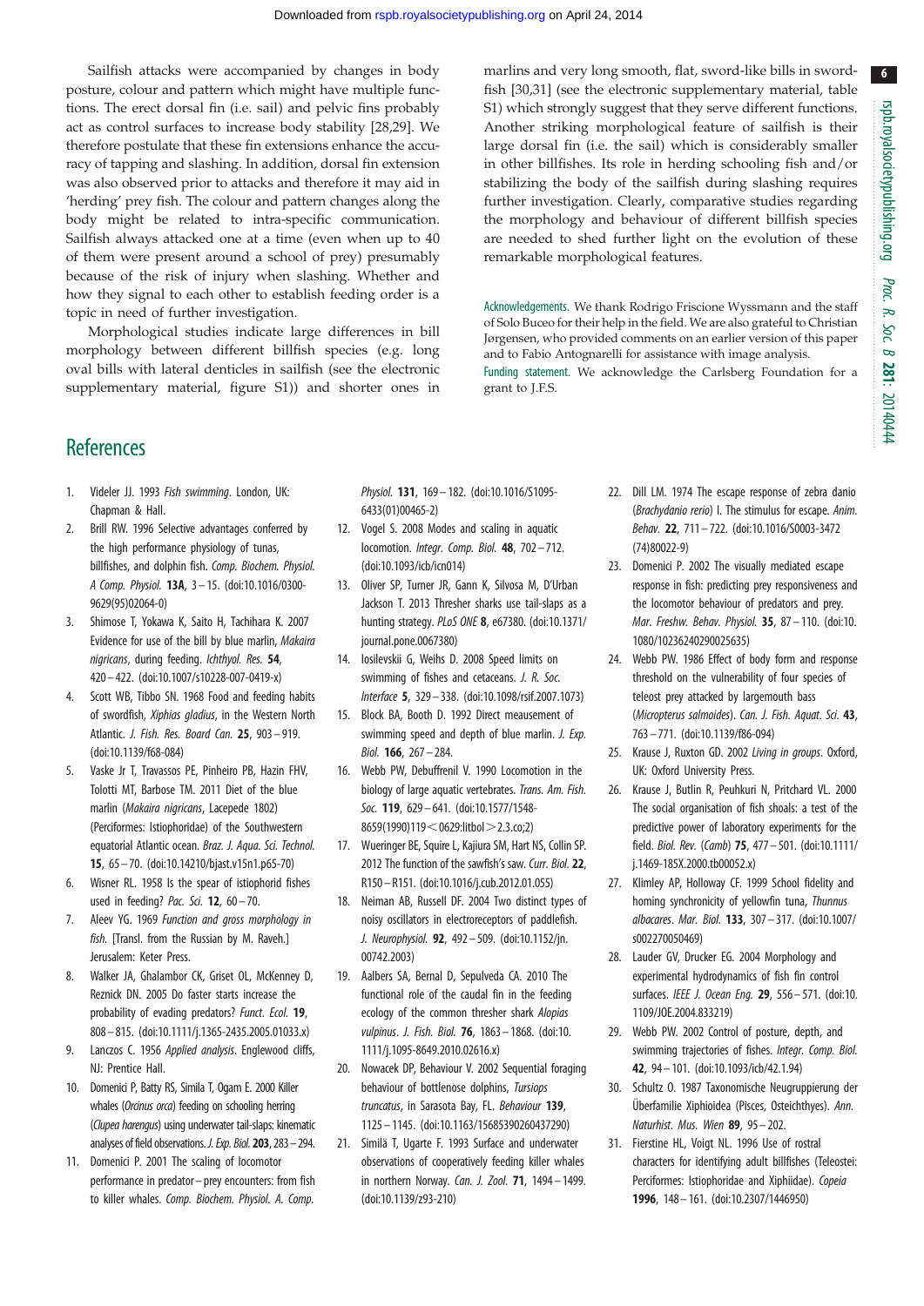Sailfish attacks were accompanied by changes in body posture, colour and pattern which might have multiple functions. The erect dorsal fin (i.e. sail) and pelvic fins probably act as control surfaces to increase body stability [28,29]. We therefore postulate that these fin extensions enhance the accuracy of tapping and slashing. In addition, dorsal fin extension was also observed prior to attacks and therefore it may aid in 'herding' prey fish. The colour and pattern changes along the body might be related to intra-specific communication. Sailfish always attacked one at a time (even when up to 40 of them were present around a school of prey) presumably because of the risk of injury when slashing. Whether and how they signal to each other to establish feeding order is a topic in need of further investigation.

Morphological studies indicate large differences in bill morphology between different billfish species (e.g. long oval bills with lateral denticles in sailfish (see the electronic supplementary material, figure S1)) and shorter ones in marlins and very long smooth, flat, sword-like bills in swordfish [30,31] (see the electronic supplementary material, table S1) which strongly suggest that they serve different functions. Another striking morphological feature of sailfish is their large dorsal fin (i.e. the sail) which is considerably smaller in other billfishes. Its role in herding schooling fish and/or stabilizing the body of the sailfish during slashing requires further investigation. Clearly, comparative studies regarding the morphology and behaviour of different billfish species are needed to shed further light on the evolution of these remarkable morphological features.

Acknowledgements. We thank Rodrigo Friscione Wyssmann and the staff of Solo Buceo for their help in the field. We are also grateful to Christian Jørgensen, who provided comments on an earlier version of this paper and to Fabio Antognarelli for assistance with image analysis.

Funding statement. We acknowledge the Carlsberg Foundation for a grant to J.F.S.

## References

1. Videler JJ. 1993 *Fish swimming*. London, UK: Chapman & Hall.
2. Brill RW. 1996 Selective advantages conferred by the high performance physiology of tunas, billfishes, and dolphin fish. *Comp. Biochem. Physiol. A Comp. Physiol.* **13A**, 3–15. (doi:10.1016/0300-9629(95)02064-0)
3. Shimose T, Yokawa K, Saito H, Tachihara K. 2007 Evidence for use of the bill by blue marlin, *Makaira nigricans*, during feeding. *Ichthyol. Res.* **54**, 420–422. (doi:10.1007/s10228-007-0419-x)
4. Scott WB, Tibbo SN. 1968 Food and feeding habits of swordfish, *Xiphias gladius*, in the Western North Atlantic. *J. Fish. Res. Board Can.* **25**, 903–919. (doi:10.1139/f68-084)
5. Vaske Jr T, Travassos PE, Pinheiro PB, Hazin FHV, Tolotti MT, Barbose TM. 2011 Diet of the blue marlin (*Makaira nigricans*, Lacepede 1802) (Perciformes: Istiophoridae) of the Southwestern equatorial Atlantic ocean. *Braz. J. Aqua. Sci. Technol.* **15**, 65–70. (doi:10.14210/bjast.v15n1.p65-70)
6. Wisner RL. 1958 Is the spear of istiophorid fishes used in feeding? *Pac. Sci.* **12**, 60–70.
7. Aleev YG. 1969 *Function and gross morphology in fish*. [Transl. from the Russian by M. Raveh.] Jerusalem: Keter Press.
8. Walker JA, Ghalambor CK, Griset OL, McKenney D, Reznick DN. 2005 Do faster starts increase the probability of evading predators? *Funct. Ecol.* **19**, 808–815. (doi:10.1111/j.1365-2435.2005.01033.x)
9. Lanczos C. 1956 *Applied analysis*. Englewood cliffs, NJ: Prentice Hall.
10. Domenici P, Batty RS, Simila T, Ogam E. 2000 Killer whales (*Orcinus orca*) feeding on schooling herring (*Clupea harengus*) using underwater tail-slaps: kinematic analyses of field observations. *J. Exp. Biol.* **203**, 283–294.
11. Domenici P. 2001 The scaling of locomotor performance in predator–prey encounters: from fish to killer whales. *Comp. Biochem. Physiol. A. Comp. Physiol.* **131**, 169–182. (doi:10.1016/S1095-6433(01)00465-2)
12. Vogel S. 2008 Modes and scaling in aquatic locomotion. *Integr. Comp. Biol.* **48**, 702–712. (doi:10.1093/icb/icn014)
13. Oliver SP, Turner JR, Gann K, Silvosa M, D'Urban Jackson T. 2013 Thresher sharks use tail-slaps as a hunting strategy. *PLoS ONE* **8**, e67380. (doi:10.1371/journal.pone.0067380)
14. Iosilevskii G, Weihs D. 2008 Speed limits on swimming of fishes and cetaceans. *J. R. Soc. Interface* **5**, 329–338. (doi:10.1098/rsif.2007.1073)
15. Block BA, Booth D. 1992 Direct meausement of swimming speed and depth of blue marlin. *J. Exp. Biol.* **166**, 267–284.
16. Webb PW, Debuffrenil V. 1990 Locomotion in the biology of large aquatic vertebrates. *Trans. Am. Fish. Soc.* **119**, 629–641. (doi:10.1577/1548-8659(1990)119<0629:litbol>2.3.co;2)
17. Wueringer BE, Squire L, Kajiura SM, Hart NS, Collin SP. 2012 The function of the sawfish's saw. *Curr. Biol.* **22**, R150–R151. (doi:10.1016/j.cub.2012.01.055)
18. Neiman AB, Russell DF. 2004 Two distinct types of noisy oscillators in electroreceptors of paddlefish. *J. Neurophysiol.* **92**, 492–509. (doi:10.1152/jn.00742.2003)
19. Aalbers SA, Bernal D, Sepulveda CA. 2010 The functional role of the caudal fin in the feeding ecology of the common thresher shark *Alopias vulpinus*. *J. Fish. Biol.* **76**, 1863–1868. (doi:10.1111/j.1095-8649.2010.02616.x)
20. Nowacek DP, Behaviour V. 2002 Sequential foraging behaviour of bottlenose dolphins, *Tursiops truncatus*, in Sarasota Bay, FL. *Behaviour* **139**, 1125–1145. (doi:10.1163/15685390260437290)
21. Similä T, Ugarte F. 1993 Surface and underwater observations of cooperatively feeding killer whales in northern Norway. *Can. J. Zool.* **71**, 1494–1499. (doi:10.1139/z93-210)
22. Dill LM. 1974 The escape response of zebra danio (*Brachydanio rerio*) I. The stimulus for escape. *Anim. Behav.* **22**, 711–722. (doi:10.1016/S0003-3472(74)80022-9)
23. Domenici P. 2002 The visually mediated escape response in fish: predicting prey responsiveness and the locomotor behaviour of predators and prey. *Mar. Freshw. Behav. Physiol.* **35**, 87–110. (doi:10.1080/10236240290025635)
24. Webb PW. 1986 Effect of body form and response threshold on the vulnerability of four species of teleost prey attacked by largemouth bass (*Micropterus salmoides*). *Can. J. Fish. Aquat. Sci.* **43**, 763–771. (doi:10.1139/f86-094)
25. Krause J, Ruxton GD. 2002 *Living in groups*. Oxford, UK: Oxford University Press.
26. Krause J, Butlin R, Peuhkuri N, Pritchard VL. 2000 The social organisation of fish shoals: a test of the predictive power of laboratory experiments for the field. *Biol. Rev.* (*Camb*) **75**, 477–501. (doi:10.1111/j.1469-185X.2000.tb00052.x)
27. Klimley AP, Holloway CF. 1999 School fidelity and homing synchronicity of yellowfin tuna, *Thunnus albacares*. *Mar. Biol.* **133**, 307–317. (doi:10.1007/s002270050469)
28. Lauder GV, Drucker EG. 2004 Morphology and experimental hydrodynamics of fish fin control surfaces. *IEEE J. Ocean Eng.* **29**, 556–571. (doi:10.1109/JOE.2004.833219)
29. Webb PW. 2002 Control of posture, depth, and swimming trajectories of fishes. *Integr. Comp. Biol.* **42**, 94–101. (doi:10.1093/icb/42.1.94)
30. Schultz O. 1987 Taxonomische Neugruppierung der Überfamilie Xiphioidea (Pisces, Osteichthyes). *Ann. Naturhist. Mus. Wien* **89**, 95–202.
31. Fierstine HL, Voigt NL. 1996 Use of rostral characters for identifying adult billfishes (Teleostei: Perciformes: Istiophoridae and Xiphiidae). *Copeia* **1996**, 148–161. (doi:10.2307/1446950)